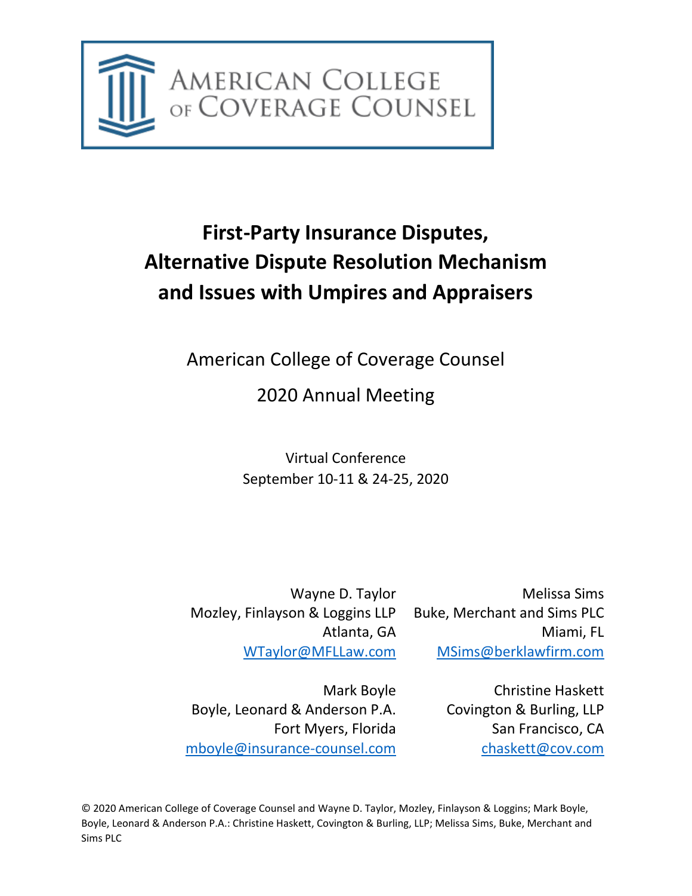AMERICAN COLLEGE OF COVERAGE COUNSEL

# First-Party Insurance Disputes, Alternative Dispute Resolution Mechanism and Issues with Umpires and Appraisers

American College of Coverage Counsel

2020 Annual Meeting

Virtual Conference
September 10-11 & 24-25, 2020

Wayne D. Taylor
Mozley, Finlayson & Loggins LLP
Atlanta, GA
WTaylor@MFLLaw.com

Melissa Sims
Buke, Merchant and Sims PLC
Miami, FL
MSims@berklawfirm.com

Mark Boyle
Boyle, Leonard & Anderson P.A.
Fort Myers, Florida
mboyle@insurance-counsel.com

Christine Haskett
Covington & Burling, LLP
San Francisco, CA
chaskett@cov.com

© 2020 American College of Coverage Counsel and Wayne D. Taylor, Mozley, Finlayson & Loggins; Mark Boyle, Boyle, Leonard & Anderson P.A.: Christine Haskett, Covington & Burling, LLP; Melissa Sims, Buke, Merchant and Sims PLC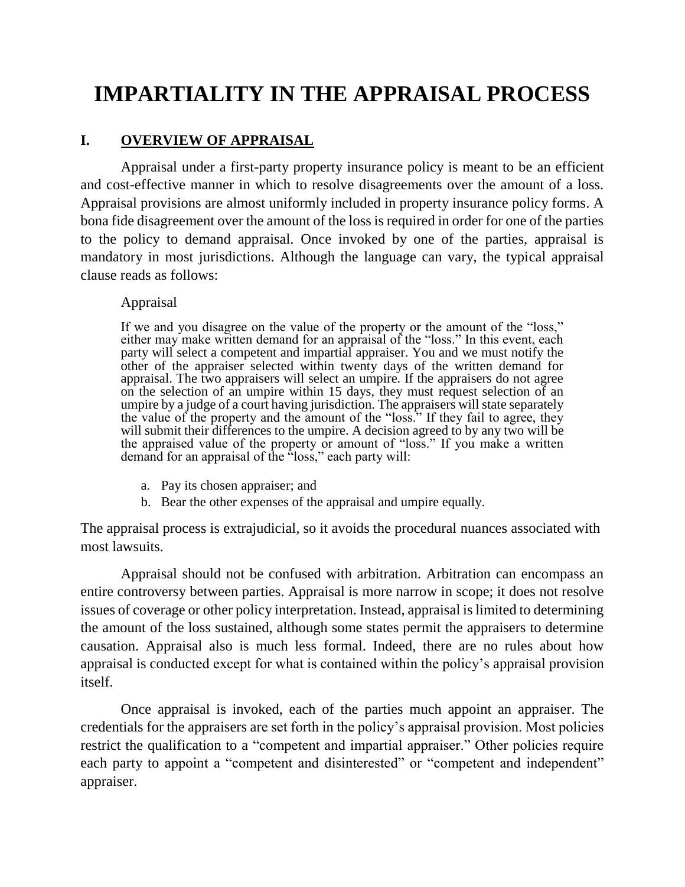# IMPARTIALITY IN THE APPRAISAL PROCESS

## I. OVERVIEW OF APPRAISAL

Appraisal under a first-party property insurance policy is meant to be an efficient and cost-effective manner in which to resolve disagreements over the amount of a loss. Appraisal provisions are almost uniformly included in property insurance policy forms. A bona fide disagreement over the amount of the loss is required in order for one of the parties to the policy to demand appraisal. Once invoked by one of the parties, appraisal is mandatory in most jurisdictions. Although the language can vary, the typical appraisal clause reads as follows:

> Appraisal
>
> If we and you disagree on the value of the property or the amount of the "loss," either may make written demand for an appraisal of the "loss." In this event, each party will select a competent and impartial appraiser. You and we must notify the other of the appraiser selected within twenty days of the written demand for appraisal. The two appraisers will select an umpire. If the appraisers do not agree on the selection of an umpire within 15 days, they must request selection of an umpire by a judge of a court having jurisdiction. The appraisers will state separately the value of the property and the amount of the "loss." If they fail to agree, they will submit their differences to the umpire. A decision agreed to by any two will be the appraised value of the property or amount of "loss." If you make a written demand for an appraisal of the "loss," each party will:
>
> a. Pay its chosen appraiser; and
> b. Bear the other expenses of the appraisal and umpire equally.

The appraisal process is extrajudicial, so it avoids the procedural nuances associated with most lawsuits.

Appraisal should not be confused with arbitration. Arbitration can encompass an entire controversy between parties. Appraisal is more narrow in scope; it does not resolve issues of coverage or other policy interpretation. Instead, appraisal is limited to determining the amount of the loss sustained, although some states permit the appraisers to determine causation. Appraisal also is much less formal. Indeed, there are no rules about how appraisal is conducted except for what is contained within the policy's appraisal provision itself.

Once appraisal is invoked, each of the parties much appoint an appraiser. The credentials for the appraisers are set forth in the policy's appraisal provision. Most policies restrict the qualification to a "competent and impartial appraiser." Other policies require each party to appoint a "competent and disinterested" or "competent and independent" appraiser.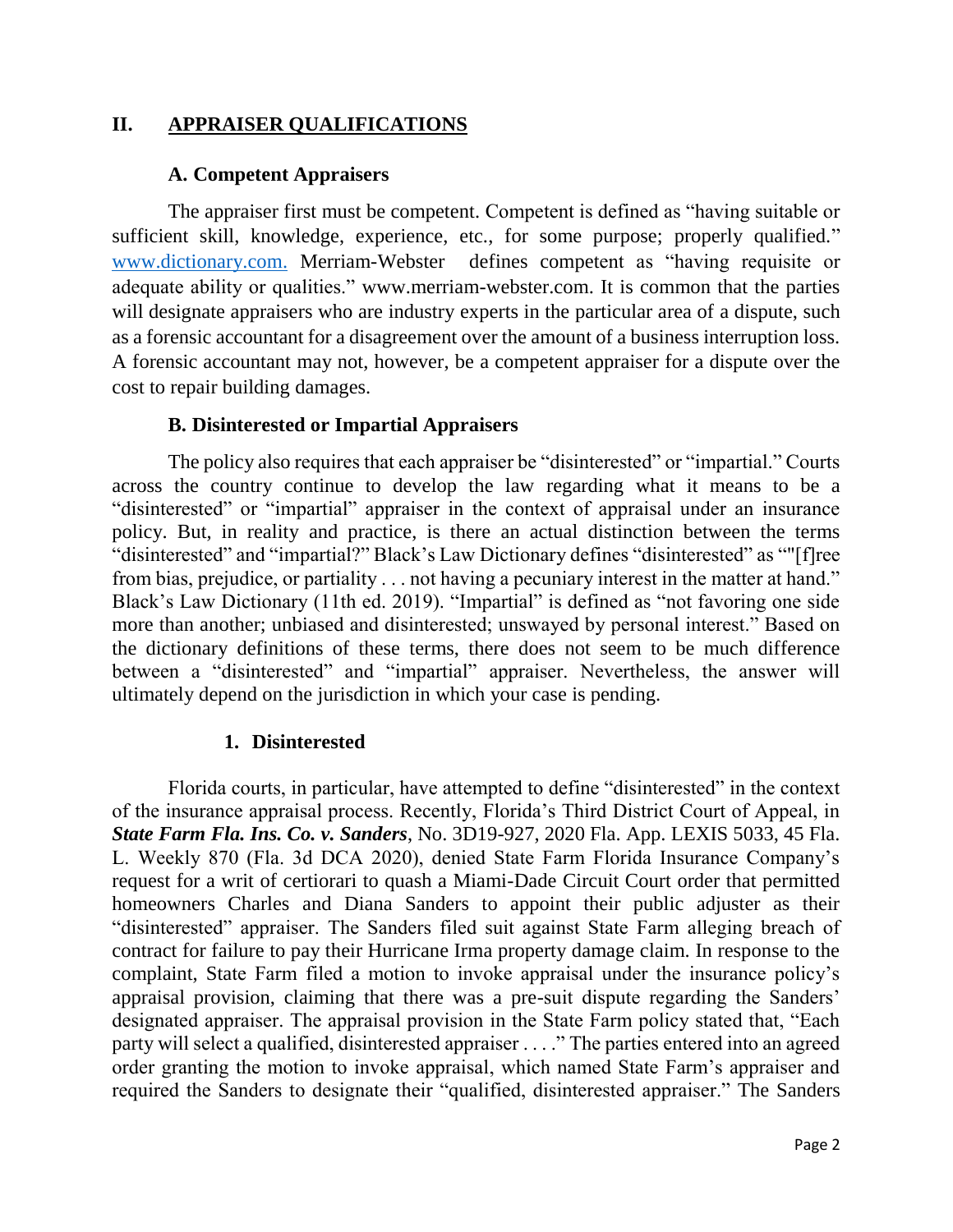## II. APPRAISER QUALIFICATIONS

### A. Competent Appraisers

The appraiser first must be competent. Competent is defined as "having suitable or sufficient skill, knowledge, experience, etc., for some purpose; properly qualified." www.dictionary.com. Merriam-Webster defines competent as "having requisite or adequate ability or qualities." www.merriam-webster.com. It is common that the parties will designate appraisers who are industry experts in the particular area of a dispute, such as a forensic accountant for a disagreement over the amount of a business interruption loss. A forensic accountant may not, however, be a competent appraiser for a dispute over the cost to repair building damages.

### B. Disinterested or Impartial Appraisers

The policy also requires that each appraiser be "disinterested" or "impartial." Courts across the country continue to develop the law regarding what it means to be a "disinterested" or "impartial" appraiser in the context of appraisal under an insurance policy. But, in reality and practice, is there an actual distinction between the terms "disinterested" and "impartial?" Black's Law Dictionary defines "disinterested" as ""[f]ree from bias, prejudice, or partiality . . . not having a pecuniary interest in the matter at hand." Black's Law Dictionary (11th ed. 2019). "Impartial" is defined as "not favoring one side more than another; unbiased and disinterested; unswayed by personal interest." Based on the dictionary definitions of these terms, there does not seem to be much difference between a "disinterested" and "impartial" appraiser. Nevertheless, the answer will ultimately depend on the jurisdiction in which your case is pending.

#### 1. Disinterested

Florida courts, in particular, have attempted to define "disinterested" in the context of the insurance appraisal process. Recently, Florida's Third District Court of Appeal, in ***State Farm Fla. Ins. Co. v. Sanders***, No. 3D19-927, 2020 Fla. App. LEXIS 5033, 45 Fla. L. Weekly 870 (Fla. 3d DCA 2020), denied State Farm Florida Insurance Company's request for a writ of certiorari to quash a Miami-Dade Circuit Court order that permitted homeowners Charles and Diana Sanders to appoint their public adjuster as their "disinterested" appraiser. The Sanders filed suit against State Farm alleging breach of contract for failure to pay their Hurricane Irma property damage claim. In response to the complaint, State Farm filed a motion to invoke appraisal under the insurance policy's appraisal provision, claiming that there was a pre-suit dispute regarding the Sanders' designated appraiser. The appraisal provision in the State Farm policy stated that, "Each party will select a qualified, disinterested appraiser . . . ." The parties entered into an agreed order granting the motion to invoke appraisal, which named State Farm's appraiser and required the Sanders to designate their "qualified, disinterested appraiser." The Sanders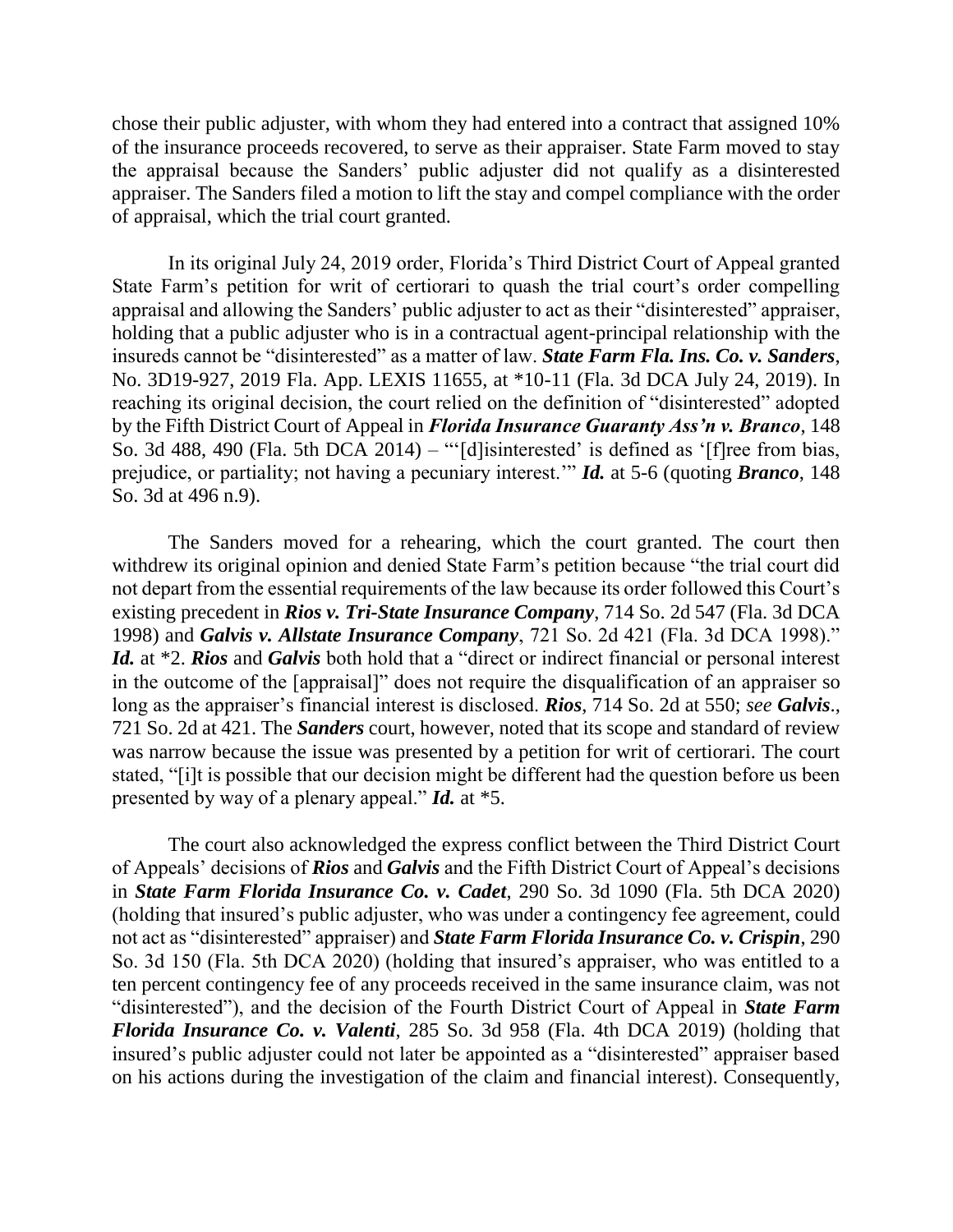chose their public adjuster, with whom they had entered into a contract that assigned 10% of the insurance proceeds recovered, to serve as their appraiser. State Farm moved to stay the appraisal because the Sanders' public adjuster did not qualify as a disinterested appraiser. The Sanders filed a motion to lift the stay and compel compliance with the order of appraisal, which the trial court granted.

In its original July 24, 2019 order, Florida's Third District Court of Appeal granted State Farm's petition for writ of certiorari to quash the trial court's order compelling appraisal and allowing the Sanders' public adjuster to act as their "disinterested" appraiser, holding that a public adjuster who is in a contractual agent-principal relationship with the insureds cannot be "disinterested" as a matter of law. ***State Farm Fla. Ins. Co. v. Sanders***, No. 3D19-927, 2019 Fla. App. LEXIS 11655, at *10-11 (Fla. 3d DCA July 24, 2019). In reaching its original decision, the court relied on the definition of "disinterested" adopted by the Fifth District Court of Appeal in ***Florida Insurance Guaranty Ass'n v. Branco***, 148 So. 3d 488, 490 (Fla. 5th DCA 2014) – "'[d]isinterested' is defined as '[f]ree from bias, prejudice, or partiality; not having a pecuniary interest.'" ***Id.*** at 5-6 (quoting ***Branco***, 148 So. 3d at 496 n.9).

The Sanders moved for a rehearing, which the court granted. The court then withdrew its original opinion and denied State Farm's petition because "the trial court did not depart from the essential requirements of the law because its order followed this Court's existing precedent in ***Rios v. Tri-State Insurance Company***, 714 So. 2d 547 (Fla. 3d DCA 1998) and ***Galvis v. Allstate Insurance Company***, 721 So. 2d 421 (Fla. 3d DCA 1998)." ***Id.*** at *2. ***Rios*** and ***Galvis*** both hold that a "direct or indirect financial or personal interest in the outcome of the [appraisal]" does not require the disqualification of an appraiser so long as the appraiser's financial interest is disclosed. ***Rios***, 714 So. 2d at 550; *see* ***Galvis***., 721 So. 2d at 421. The ***Sanders*** court, however, noted that its scope and standard of review was narrow because the issue was presented by a petition for writ of certiorari. The court stated, "[i]t is possible that our decision might be different had the question before us been presented by way of a plenary appeal." ***Id.*** at *5.

The court also acknowledged the express conflict between the Third District Court of Appeals' decisions of ***Rios*** and ***Galvis*** and the Fifth District Court of Appeal's decisions in ***State Farm Florida Insurance Co. v. Cadet***, 290 So. 3d 1090 (Fla. 5th DCA 2020) (holding that insured's public adjuster, who was under a contingency fee agreement, could not act as "disinterested" appraiser) and ***State Farm Florida Insurance Co. v. Crispin***, 290 So. 3d 150 (Fla. 5th DCA 2020) (holding that insured's appraiser, who was entitled to a ten percent contingency fee of any proceeds received in the same insurance claim, was not "disinterested"), and the decision of the Fourth District Court of Appeal in ***State Farm Florida Insurance Co. v. Valenti***, 285 So. 3d 958 (Fla. 4th DCA 2019) (holding that insured's public adjuster could not later be appointed as a "disinterested" appraiser based on his actions during the investigation of the claim and financial interest). Consequently,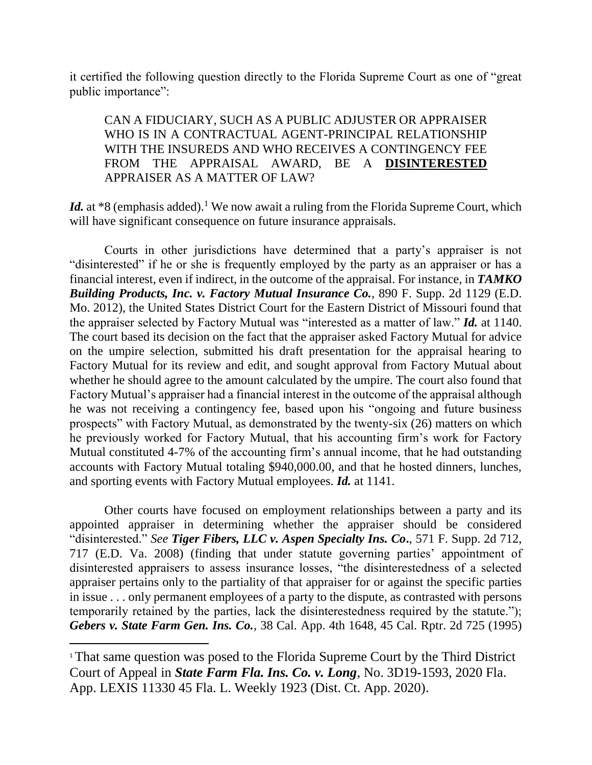it certified the following question directly to the Florida Supreme Court as one of "great public importance":

> CAN A FIDUCIARY, SUCH AS A PUBLIC ADJUSTER OR APPRAISER WHO IS IN A CONTRACTUAL AGENT-PRINCIPAL RELATIONSHIP WITH THE INSUREDS AND WHO RECEIVES A CONTINGENCY FEE FROM THE APPRAISAL AWARD, BE A **DISINTERESTED** APPRAISER AS A MATTER OF LAW?

***Id.*** at *8 (emphasis added).[1] We now await a ruling from the Florida Supreme Court, which will have significant consequence on future insurance appraisals.

Courts in other jurisdictions have determined that a party's appraiser is not "disinterested" if he or she is frequently employed by the party as an appraiser or has a financial interest, even if indirect, in the outcome of the appraisal. For instance, in ***TAMKO Building Products, Inc. v. Factory Mutual Insurance Co.***, 890 F. Supp. 2d 1129 (E.D. Mo. 2012), the United States District Court for the Eastern District of Missouri found that the appraiser selected by Factory Mutual was "interested as a matter of law." ***Id.*** at 1140. The court based its decision on the fact that the appraiser asked Factory Mutual for advice on the umpire selection, submitted his draft presentation for the appraisal hearing to Factory Mutual for its review and edit, and sought approval from Factory Mutual about whether he should agree to the amount calculated by the umpire. The court also found that Factory Mutual's appraiser had a financial interest in the outcome of the appraisal although he was not receiving a contingency fee, based upon his "ongoing and future business prospects" with Factory Mutual, as demonstrated by the twenty-six (26) matters on which he previously worked for Factory Mutual, that his accounting firm's work for Factory Mutual constituted 4-7% of the accounting firm's annual income, that he had outstanding accounts with Factory Mutual totaling $940,000.00, and that he hosted dinners, lunches, and sporting events with Factory Mutual employees. ***Id.*** at 1141.

Other courts have focused on employment relationships between a party and its appointed appraiser in determining whether the appraiser should be considered "disinterested." *See* ***Tiger Fibers, LLC v. Aspen Specialty Ins. Co***., 571 F. Supp. 2d 712, 717 (E.D. Va. 2008) (finding that under statute governing parties' appointment of disinterested appraisers to assess insurance losses, "the disinterestedness of a selected appraiser pertains only to the partiality of that appraiser for or against the specific parties in issue . . . only permanent employees of a party to the dispute, as contrasted with persons temporarily retained by the parties, lack the disinterestedness required by the statute."); ***Gebers v. State Farm Gen. Ins. Co.***, 38 Cal. App. 4th 1648, 45 Cal. Rptr. 2d 725 (1995)

---

[1] That same question was posed to the Florida Supreme Court by the Third District Court of Appeal in ***State Farm Fla. Ins. Co. v. Long***, No. 3D19-1593, 2020 Fla. App. LEXIS 11330 45 Fla. L. Weekly 1923 (Dist. Ct. App. 2020).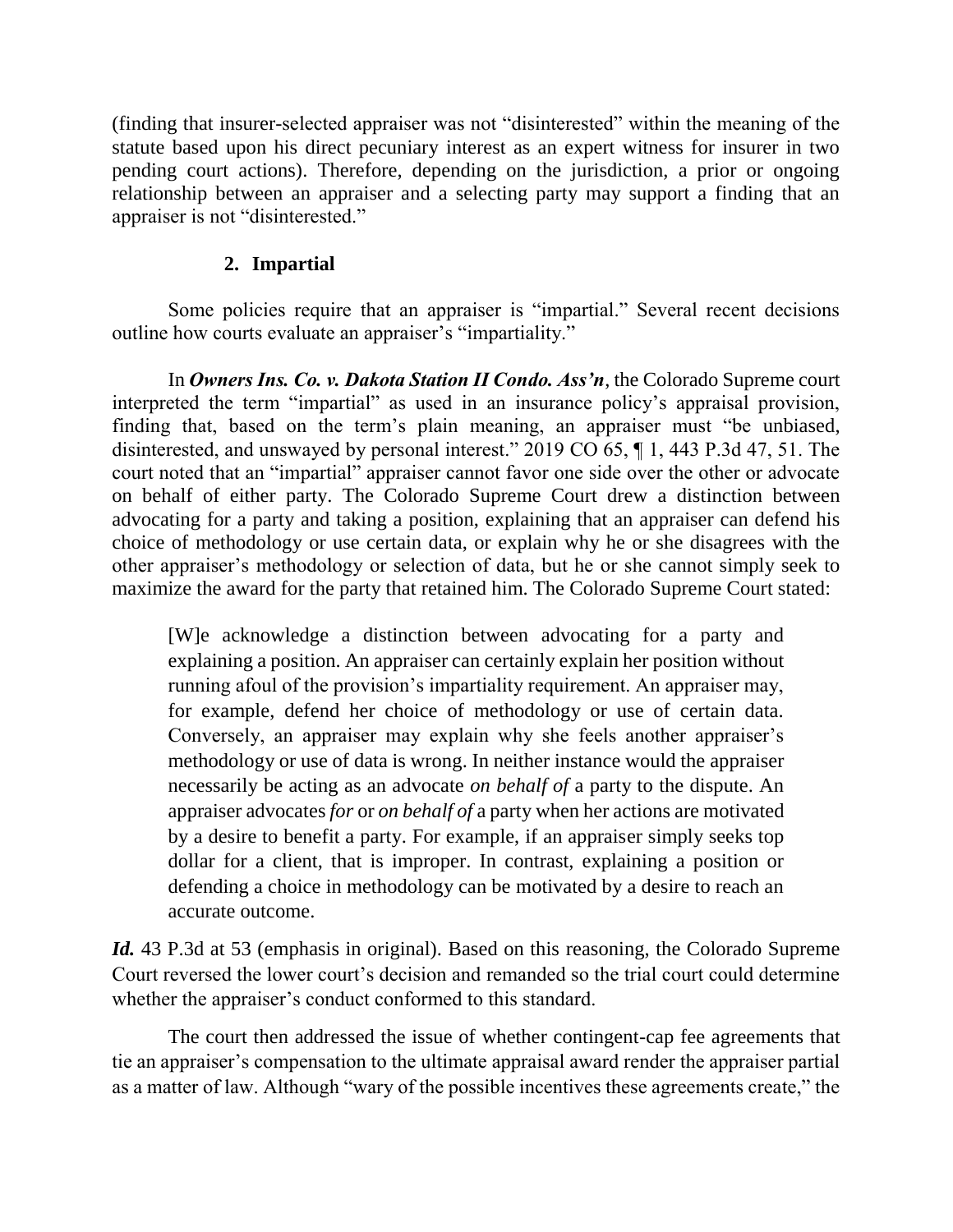(finding that insurer-selected appraiser was not "disinterested" within the meaning of the statute based upon his direct pecuniary interest as an expert witness for insurer in two pending court actions). Therefore, depending on the jurisdiction, a prior or ongoing relationship between an appraiser and a selecting party may support a finding that an appraiser is not "disinterested."

### 2. Impartial

Some policies require that an appraiser is "impartial." Several recent decisions outline how courts evaluate an appraiser's "impartiality."

In ***Owners Ins. Co. v. Dakota Station II Condo. Ass'n***, the Colorado Supreme court interpreted the term "impartial" as used in an insurance policy's appraisal provision, finding that, based on the term's plain meaning, an appraiser must "be unbiased, disinterested, and unswayed by personal interest." 2019 CO 65, ¶ 1, 443 P.3d 47, 51. The court noted that an "impartial" appraiser cannot favor one side over the other or advocate on behalf of either party. The Colorado Supreme Court drew a distinction between advocating for a party and taking a position, explaining that an appraiser can defend his choice of methodology or use certain data, or explain why he or she disagrees with the other appraiser's methodology or selection of data, but he or she cannot simply seek to maximize the award for the party that retained him. The Colorado Supreme Court stated:

> [W]e acknowledge a distinction between advocating for a party and explaining a position. An appraiser can certainly explain her position without running afoul of the provision's impartiality requirement. An appraiser may, for example, defend her choice of methodology or use of certain data. Conversely, an appraiser may explain why she feels another appraiser's methodology or use of data is wrong. In neither instance would the appraiser necessarily be acting as an advocate *on behalf of* a party to the dispute. An appraiser advocates *for* or *on behalf of* a party when her actions are motivated by a desire to benefit a party. For example, if an appraiser simply seeks top dollar for a client, that is improper. In contrast, explaining a position or defending a choice in methodology can be motivated by a desire to reach an accurate outcome.

***Id.*** 43 P.3d at 53 (emphasis in original). Based on this reasoning, the Colorado Supreme Court reversed the lower court's decision and remanded so the trial court could determine whether the appraiser's conduct conformed to this standard.

The court then addressed the issue of whether contingent-cap fee agreements that tie an appraiser's compensation to the ultimate appraisal award render the appraiser partial as a matter of law. Although "wary of the possible incentives these agreements create," the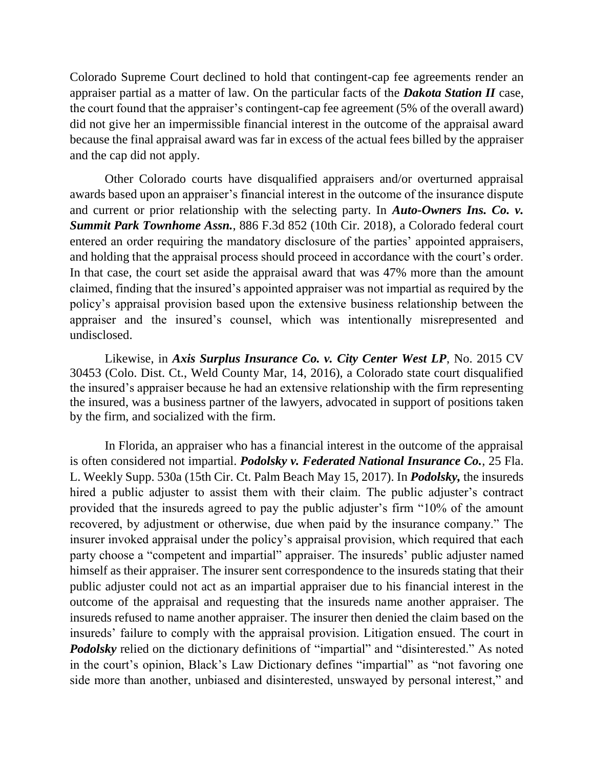Colorado Supreme Court declined to hold that contingent-cap fee agreements render an appraiser partial as a matter of law. On the particular facts of the ***Dakota Station II*** case, the court found that the appraiser's contingent-cap fee agreement (5% of the overall award) did not give her an impermissible financial interest in the outcome of the appraisal award because the final appraisal award was far in excess of the actual fees billed by the appraiser and the cap did not apply.

Other Colorado courts have disqualified appraisers and/or overturned appraisal awards based upon an appraiser's financial interest in the outcome of the insurance dispute and current or prior relationship with the selecting party. In ***Auto-Owners Ins. Co. v. Summit Park Townhome Assn.***, 886 F.3d 852 (10th Cir. 2018), a Colorado federal court entered an order requiring the mandatory disclosure of the parties' appointed appraisers, and holding that the appraisal process should proceed in accordance with the court's order. In that case, the court set aside the appraisal award that was 47% more than the amount claimed, finding that the insured's appointed appraiser was not impartial as required by the policy's appraisal provision based upon the extensive business relationship between the appraiser and the insured's counsel, which was intentionally misrepresented and undisclosed.

Likewise, in ***Axis Surplus Insurance Co. v. City Center West LP***, No. 2015 CV 30453 (Colo. Dist. Ct., Weld County Mar, 14, 2016), a Colorado state court disqualified the insured's appraiser because he had an extensive relationship with the firm representing the insured, was a business partner of the lawyers, advocated in support of positions taken by the firm, and socialized with the firm.

In Florida, an appraiser who has a financial interest in the outcome of the appraisal is often considered not impartial. ***Podolsky v. Federated National Insurance Co.***, 25 Fla. L. Weekly Supp. 530a (15th Cir. Ct. Palm Beach May 15, 2017). In ***Podolsky,*** the insureds hired a public adjuster to assist them with their claim. The public adjuster's contract provided that the insureds agreed to pay the public adjuster's firm "10% of the amount recovered, by adjustment or otherwise, due when paid by the insurance company." The insurer invoked appraisal under the policy's appraisal provision, which required that each party choose a "competent and impartial" appraiser. The insureds' public adjuster named himself as their appraiser. The insurer sent correspondence to the insureds stating that their public adjuster could not act as an impartial appraiser due to his financial interest in the outcome of the appraisal and requesting that the insureds name another appraiser. The insureds refused to name another appraiser. The insurer then denied the claim based on the insureds' failure to comply with the appraisal provision. Litigation ensued. The court in ***Podolsky*** relied on the dictionary definitions of "impartial" and "disinterested." As noted in the court's opinion, Black's Law Dictionary defines "impartial" as "not favoring one side more than another, unbiased and disinterested, unswayed by personal interest," and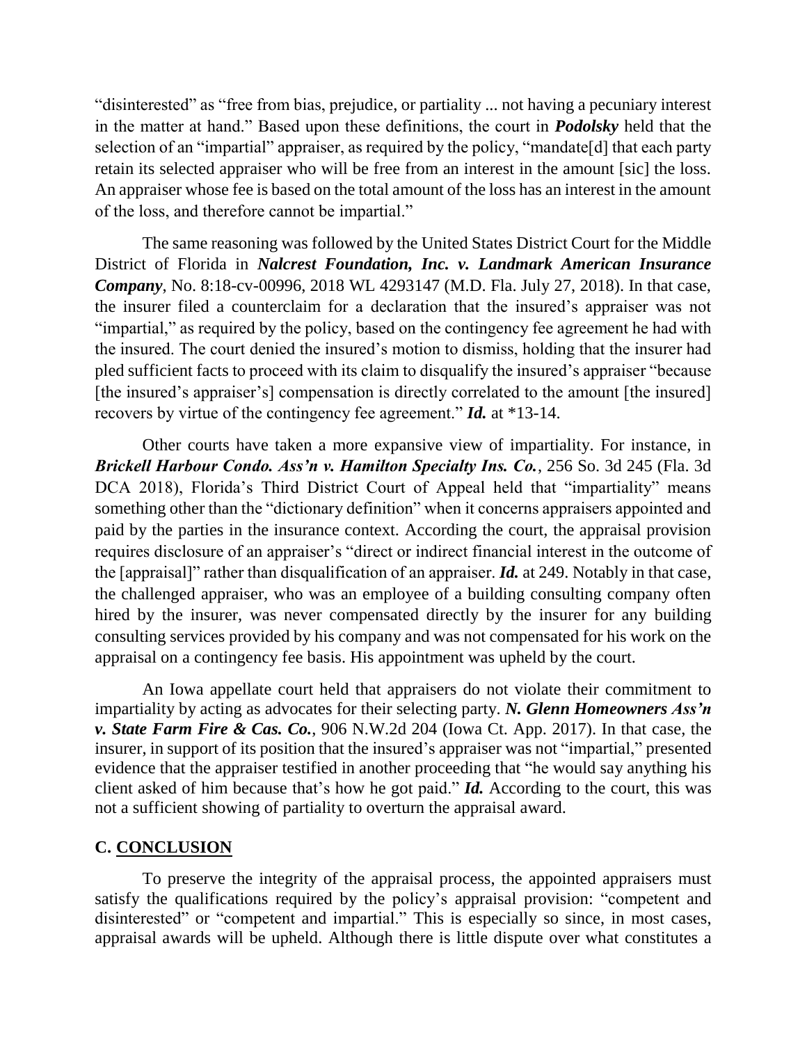"disinterested" as "free from bias, prejudice, or partiality ... not having a pecuniary interest in the matter at hand." Based upon these definitions, the court in ***Podolsky*** held that the selection of an "impartial" appraiser, as required by the policy, "mandate[d] that each party retain its selected appraiser who will be free from an interest in the amount [sic] the loss. An appraiser whose fee is based on the total amount of the loss has an interest in the amount of the loss, and therefore cannot be impartial."

The same reasoning was followed by the United States District Court for the Middle District of Florida in ***Nalcrest Foundation, Inc. v. Landmark American Insurance Company***, No. 8:18-cv-00996, 2018 WL 4293147 (M.D. Fla. July 27, 2018). In that case, the insurer filed a counterclaim for a declaration that the insured's appraiser was not "impartial," as required by the policy, based on the contingency fee agreement he had with the insured. The court denied the insured's motion to dismiss, holding that the insurer had pled sufficient facts to proceed with its claim to disqualify the insured's appraiser "because [the insured's appraiser's] compensation is directly correlated to the amount [the insured] recovers by virtue of the contingency fee agreement." ***Id.*** at *13-14.

Other courts have taken a more expansive view of impartiality. For instance, in ***Brickell Harbour Condo. Ass'n v. Hamilton Specialty Ins. Co.***, 256 So. 3d 245 (Fla. 3d DCA 2018), Florida's Third District Court of Appeal held that "impartiality" means something other than the "dictionary definition" when it concerns appraisers appointed and paid by the parties in the insurance context. According the court, the appraisal provision requires disclosure of an appraiser's "direct or indirect financial interest in the outcome of the [appraisal]" rather than disqualification of an appraiser. ***Id.*** at 249. Notably in that case, the challenged appraiser, who was an employee of a building consulting company often hired by the insurer, was never compensated directly by the insurer for any building consulting services provided by his company and was not compensated for his work on the appraisal on a contingency fee basis. His appointment was upheld by the court.

An Iowa appellate court held that appraisers do not violate their commitment to impartiality by acting as advocates for their selecting party. ***N. Glenn Homeowners Ass'n v. State Farm Fire & Cas. Co.***, 906 N.W.2d 204 (Iowa Ct. App. 2017). In that case, the insurer, in support of its position that the insured's appraiser was not "impartial," presented evidence that the appraiser testified in another proceeding that "he would say anything his client asked of him because that's how he got paid." ***Id.*** According to the court, this was not a sufficient showing of partiality to overturn the appraisal award.

## C. CONCLUSION

To preserve the integrity of the appraisal process, the appointed appraisers must satisfy the qualifications required by the policy's appraisal provision: "competent and disinterested" or "competent and impartial." This is especially so since, in most cases, appraisal awards will be upheld. Although there is little dispute over what constitutes a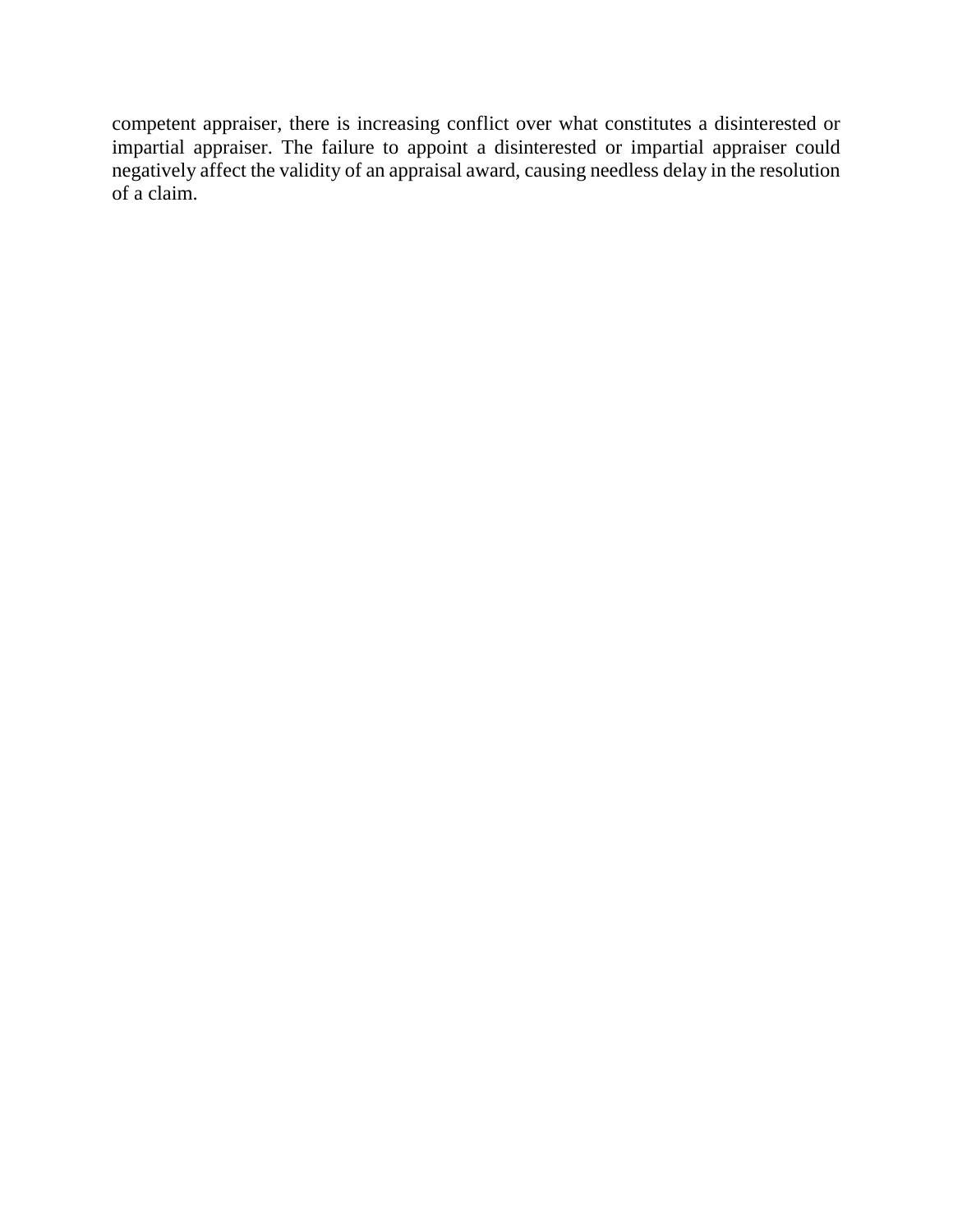competent appraiser, there is increasing conflict over what constitutes a disinterested or impartial appraiser. The failure to appoint a disinterested or impartial appraiser could negatively affect the validity of an appraisal award, causing needless delay in the resolution of a claim.